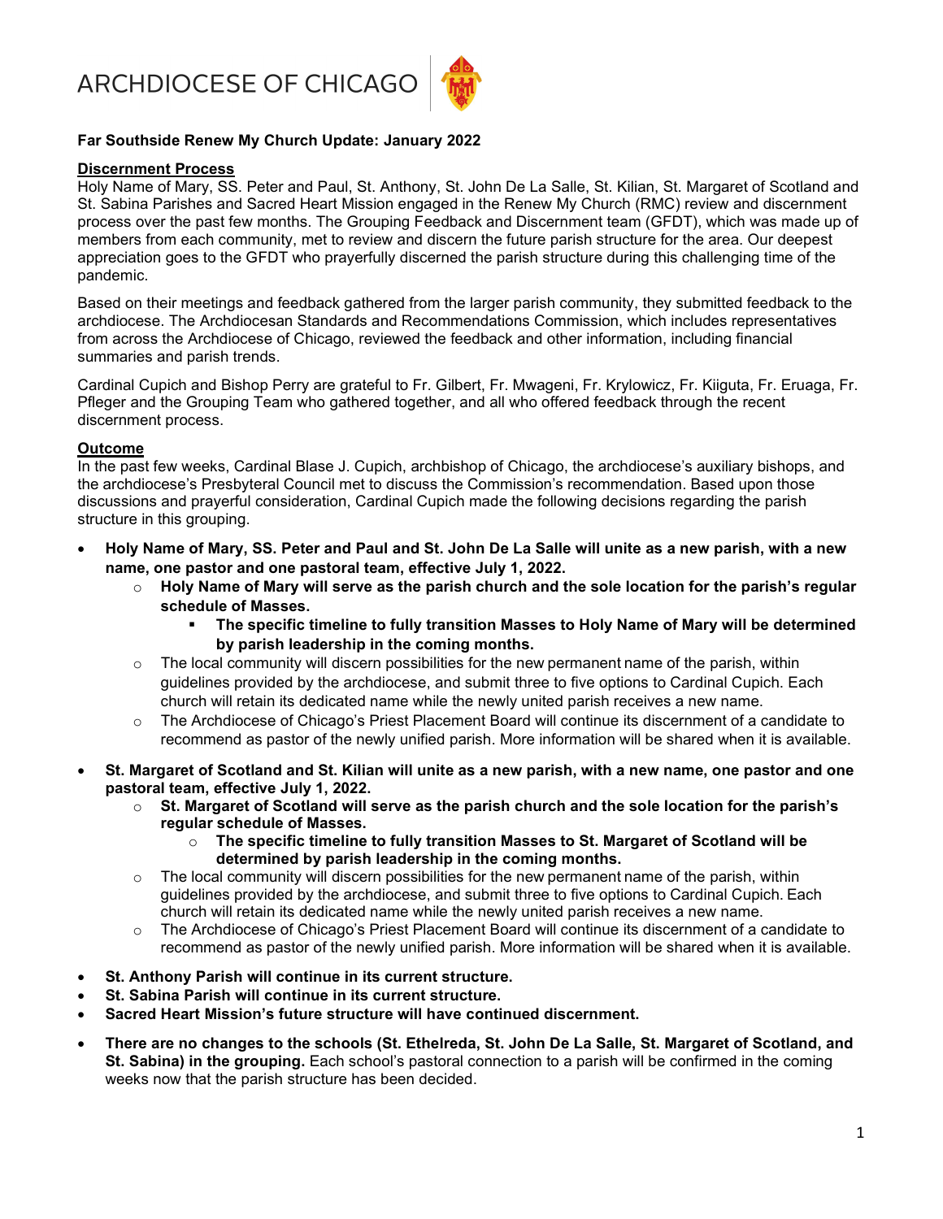ARCHDIOCESE OF CHICAGO

**Far Southside Renew My Church Update: January 2022**

**Discernment Process**

Holy Name of Mary, SS. Peter and Paul, St. Anthony, St. John De La Salle, St. Kilian, St. Margaret of Scotland and St. Sabina Parishes and Sacred Heart Mission engaged in the Renew My Church (RMC) review and discernment process over the past few months. The Grouping Feedback and Discernment team (GFDT), which was made up of members from each community, met to review and discern the future parish structure for the area. Our deepest appreciation goes to the GFDT who prayerfully discerned the parish structure during this challenging time of the pandemic.

Based on their meetings and feedback gathered from the larger parish community, they submitted feedback to the archdiocese. The Archdiocesan Standards and Recommendations Commission, which includes representatives from across the Archdiocese of Chicago, reviewed the feedback and other information, including financial summaries and parish trends.

Cardinal Cupich and Bishop Perry are grateful to Fr. Gilbert, Fr. Mwageni, Fr. Krylowicz, Fr. Kiiguta, Fr. Eruaga, Fr. Pfleger and the Grouping Team who gathered together, and all who offered feedback through the recent discernment process.

**Outcome**

In the past few weeks, Cardinal Blase J. Cupich, archbishop of Chicago, the archdiocese's auxiliary bishops, and the archdiocese's Presbyteral Council met to discuss the Commission's recommendation. Based upon those discussions and prayerful consideration, Cardinal Cupich made the following decisions regarding the parish structure in this grouping.

- **Holy Name of Mary, SS. Peter and Paul and St. John De La Salle will unite as a new parish, with a new name, one pastor and one pastoral team, effective July 1, 2022.**
  - **Holy Name of Mary will serve as the parish church and the sole location for the parish's regular schedule of Masses.**
    - **The specific timeline to fully transition Masses to Holy Name of Mary will be determined by parish leadership in the coming months.**
  - The local community will discern possibilities for the new permanent name of the parish, within guidelines provided by the archdiocese, and submit three to five options to Cardinal Cupich. Each church will retain its dedicated name while the newly united parish receives a new name.
  - The Archdiocese of Chicago's Priest Placement Board will continue its discernment of a candidate to recommend as pastor of the newly unified parish. More information will be shared when it is available.
- **St. Margaret of Scotland and St. Kilian will unite as a new parish, with a new name, one pastor and one pastoral team, effective July 1, 2022.**
  - **St. Margaret of Scotland will serve as the parish church and the sole location for the parish's regular schedule of Masses.**
    - **The specific timeline to fully transition Masses to St. Margaret of Scotland will be determined by parish leadership in the coming months.**
  - The local community will discern possibilities for the new permanent name of the parish, within guidelines provided by the archdiocese, and submit three to five options to Cardinal Cupich. Each church will retain its dedicated name while the newly united parish receives a new name.
  - The Archdiocese of Chicago's Priest Placement Board will continue its discernment of a candidate to recommend as pastor of the newly unified parish. More information will be shared when it is available.
- **St. Anthony Parish will continue in its current structure.**
- **St. Sabina Parish will continue in its current structure.**
- **Sacred Heart Mission's future structure will have continued discernment.**
- **There are no changes to the schools (St. Ethelreda, St. John De La Salle, St. Margaret of Scotland, and St. Sabina) in the grouping.** Each school's pastoral connection to a parish will be confirmed in the coming weeks now that the parish structure has been decided.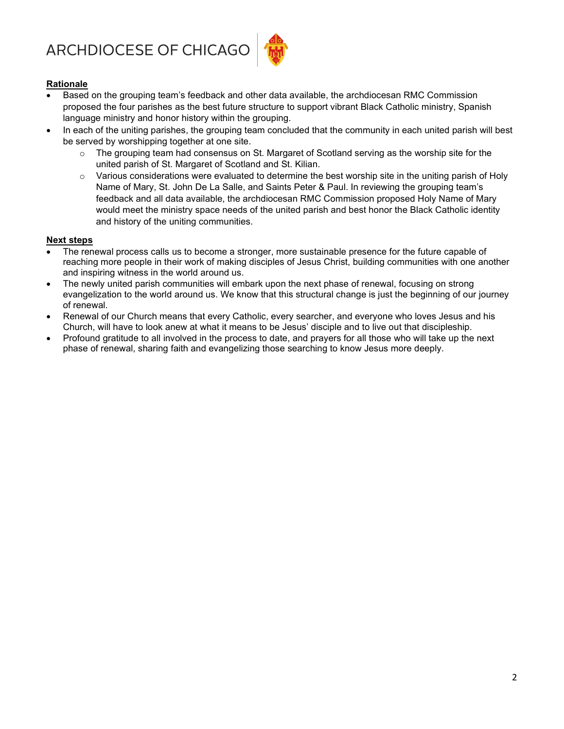**Rationale**

- Based on the grouping team's feedback and other data available, the archdiocesan RMC Commission proposed the four parishes as the best future structure to support vibrant Black Catholic ministry, Spanish language ministry and honor history within the grouping.
- In each of the uniting parishes, the grouping team concluded that the community in each united parish will best be served by worshipping together at one site.
  - The grouping team had consensus on St. Margaret of Scotland serving as the worship site for the united parish of St. Margaret of Scotland and St. Kilian.
  - Various considerations were evaluated to determine the best worship site in the uniting parish of Holy Name of Mary, St. John De La Salle, and Saints Peter & Paul. In reviewing the grouping team's feedback and all data available, the archdiocesan RMC Commission proposed Holy Name of Mary would meet the ministry space needs of the united parish and best honor the Black Catholic identity and history of the uniting communities.

**Next steps**

- The renewal process calls us to become a stronger, more sustainable presence for the future capable of reaching more people in their work of making disciples of Jesus Christ, building communities with one another and inspiring witness in the world around us.
- The newly united parish communities will embark upon the next phase of renewal, focusing on strong evangelization to the world around us. We know that this structural change is just the beginning of our journey of renewal.
- Renewal of our Church means that every Catholic, every searcher, and everyone who loves Jesus and his Church, will have to look anew at what it means to be Jesus' disciple and to live out that discipleship.
- Profound gratitude to all involved in the process to date, and prayers for all those who will take up the next phase of renewal, sharing faith and evangelizing those searching to know Jesus more deeply.